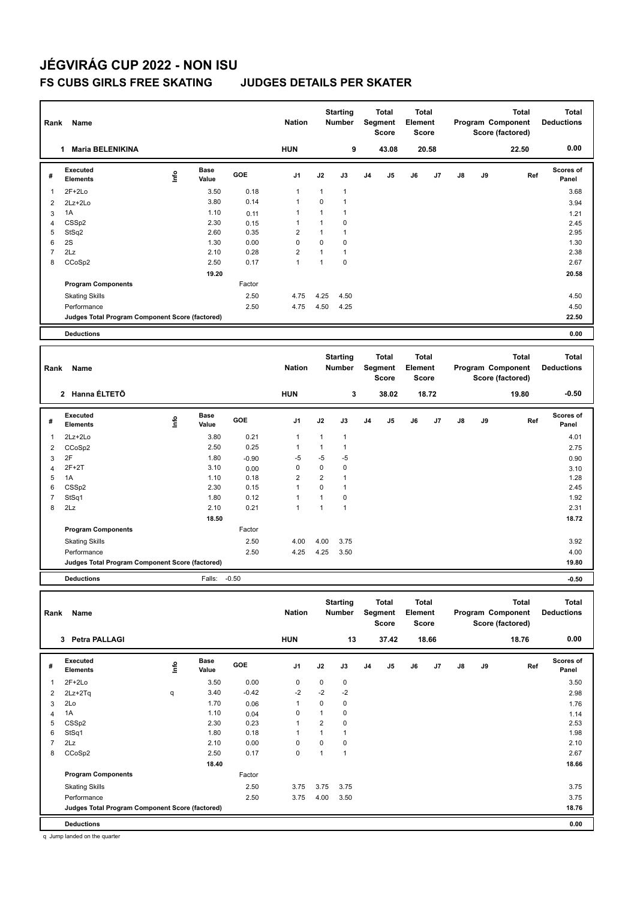# JÉGVIRÁG CUP 2022 - NON ISU

## FS CUBS GIRLS FREE SKATING JUDGES DETAILS PER SKATER

| Rank | Name | Nation | Starting Number | Total Segment Score | Total Element Score | Total Program Component Score (factored) | Total Deductions |
|---|---|---|---|---|---|---|---|
| 1 | Maria BELENIKINA | HUN | 9 | 43.08 | 20.58 | 22.50 | 0.00 |

| # | Executed Elements | Info | Base Value | GOE | J1 | J2 | J3 | J4 | J5 | J6 | J7 | J8 | J9 | Ref | Scores of Panel |
|---|---|---|---|---|---|---|---|---|---|---|---|---|---|---|---|
| 1 | 2F+2Lo | | 3.50 | 0.18 | 1 | 1 | 1 | | | | | | | | 3.68 |
| 2 | 2Lz+2Lo | | 3.80 | 0.14 | 1 | 0 | 1 | | | | | | | | 3.94 |
| 3 | 1A | | 1.10 | 0.11 | 1 | 1 | 1 | | | | | | | | 1.21 |
| 4 | CSSp2 | | 2.30 | 0.15 | 1 | 1 | 0 | | | | | | | | 2.45 |
| 5 | StSq2 | | 2.60 | 0.35 | 2 | 1 | 1 | | | | | | | | 2.95 |
| 6 | 2S | | 1.30 | 0.00 | 0 | 0 | 0 | | | | | | | | 1.30 |
| 7 | 2Lz | | 2.10 | 0.28 | 2 | 1 | 1 | | | | | | | | 2.38 |
| 8 | CCoSp2 | | 2.50 | 0.17 | 1 | 1 | 0 | | | | | | | | 2.67 |
| | | | 19.20 | | | | | | | | | | | | 20.58 |
| | **Program Components** | | | Factor | | | | | | | | | | | |
| | Skating Skills | | | 2.50 | 4.75 | 4.25 | 4.50 | | | | | | | | 4.50 |
| | Performance | | | 2.50 | 4.75 | 4.50 | 4.25 | | | | | | | | 4.50 |
| | **Judges Total Program Component Score (factored)** | | | | | | | | | | | | | | 22.50 |
| | **Deductions** | | | | | | | | | | | | | | 0.00 |

| Rank | Name | Nation | Starting Number | Total Segment Score | Total Element Score | Total Program Component Score (factored) | Total Deductions |
|---|---|---|---|---|---|---|---|
| 2 | Hanna ÉLTETŐ | HUN | 3 | 38.02 | 18.72 | 19.80 | -0.50 |

| # | Executed Elements | Info | Base Value | GOE | J1 | J2 | J3 | J4 | J5 | J6 | J7 | J8 | J9 | Ref | Scores of Panel |
|---|---|---|---|---|---|---|---|---|---|---|---|---|---|---|---|
| 1 | 2Lz+2Lo | | 3.80 | 0.21 | 1 | 1 | 1 | | | | | | | | 4.01 |
| 2 | CCoSp2 | | 2.50 | 0.25 | 1 | 1 | 1 | | | | | | | | 2.75 |
| 3 | 2F | | 1.80 | -0.90 | -5 | -5 | -5 | | | | | | | | 0.90 |
| 4 | 2F+2T | | 3.10 | 0.00 | 0 | 0 | 0 | | | | | | | | 3.10 |
| 5 | 1A | | 1.10 | 0.18 | 2 | 2 | 1 | | | | | | | | 1.28 |
| 6 | CSSp2 | | 2.30 | 0.15 | 1 | 0 | 1 | | | | | | | | 2.45 |
| 7 | StSq1 | | 1.80 | 0.12 | 1 | 1 | 0 | | | | | | | | 1.92 |
| 8 | 2Lz | | 2.10 | 0.21 | 1 | 1 | 1 | | | | | | | | 2.31 |
| | | | 18.50 | | | | | | | | | | | | 18.72 |
| | **Program Components** | | | Factor | | | | | | | | | | | |
| | Skating Skills | | | 2.50 | 4.00 | 4.00 | 3.75 | | | | | | | | 3.92 |
| | Performance | | | 2.50 | 4.25 | 4.25 | 3.50 | | | | | | | | 4.00 |
| | **Judges Total Program Component Score (factored)** | | | | | | | | | | | | | | 19.80 |
| | **Deductions** | | Falls: | -0.50 | | | | | | | | | | | -0.50 |

| Rank | Name | Nation | Starting Number | Total Segment Score | Total Element Score | Total Program Component Score (factored) | Total Deductions |
|---|---|---|---|---|---|---|---|
| 3 | Petra PALLAGI | HUN | 13 | 37.42 | 18.66 | 18.76 | 0.00 |

| # | Executed Elements | Info | Base Value | GOE | J1 | J2 | J3 | J4 | J5 | J6 | J7 | J8 | J9 | Ref | Scores of Panel |
|---|---|---|---|---|---|---|---|---|---|---|---|---|---|---|---|
| 1 | 2F+2Lo | | 3.50 | 0.00 | 0 | 0 | 0 | | | | | | | | 3.50 |
| 2 | 2Lz+2Tq | q | 3.40 | -0.42 | -2 | -2 | -2 | | | | | | | | 2.98 |
| 3 | 2Lo | | 1.70 | 0.06 | 1 | 0 | 0 | | | | | | | | 1.76 |
| 4 | 1A | | 1.10 | 0.04 | 0 | 1 | 0 | | | | | | | | 1.14 |
| 5 | CSSp2 | | 2.30 | 0.23 | 1 | 2 | 0 | | | | | | | | 2.53 |
| 6 | StSq1 | | 1.80 | 0.18 | 1 | 1 | 1 | | | | | | | | 1.98 |
| 7 | 2Lz | | 2.10 | 0.00 | 0 | 0 | 0 | | | | | | | | 2.10 |
| 8 | CCoSp2 | | 2.50 | 0.17 | 0 | 1 | 1 | | | | | | | | 2.67 |
| | | | 18.40 | | | | | | | | | | | | 18.66 |
| | **Program Components** | | | Factor | | | | | | | | | | | |
| | Skating Skills | | | 2.50 | 3.75 | 3.75 | 3.75 | | | | | | | | 3.75 |
| | Performance | | | 2.50 | 3.75 | 4.00 | 3.50 | | | | | | | | 3.75 |
| | **Judges Total Program Component Score (factored)** | | | | | | | | | | | | | | 18.76 |
| | **Deductions** | | | | | | | | | | | | | | 0.00 |

q Jump landed on the quarter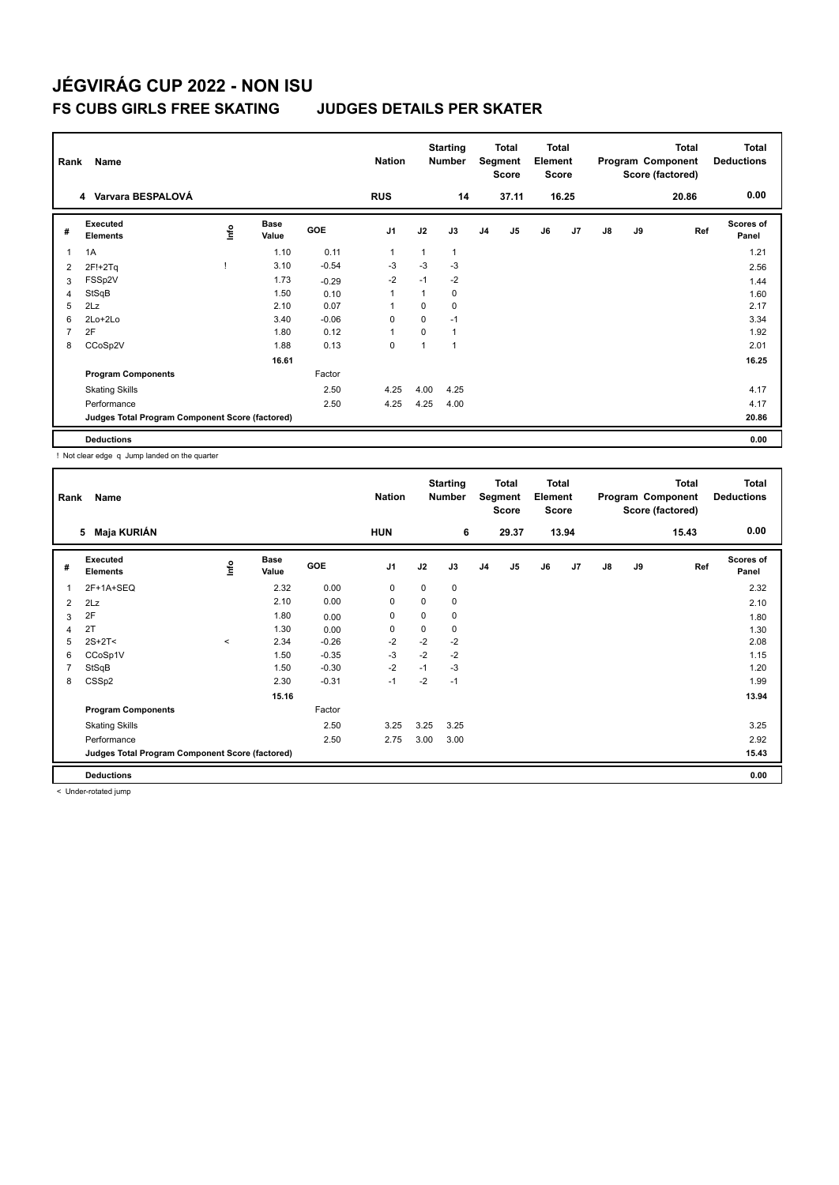# JÉGVIRÁG CUP 2022 - NON ISU

## FS CUBS GIRLS FREE SKATING JUDGES DETAILS PER SKATER

| Rank | Name | Nation | Starting Number | Total Segment Score | Total Element Score | Total Program Component Score (factored) | Total Deductions |
|---|---|---|---|---|---|---|---|
| 4 | Varvara BESPALOVÁ | RUS | 14 | 37.11 | 16.25 | 20.86 | 0.00 |

| # | Executed Elements | Info | Base Value | GOE | J1 | J2 | J3 | J4 | J5 | J6 | J7 | J8 | J9 | Ref | Scores of Panel |
|---|---|---|---|---|---|---|---|---|---|---|---|---|---|---|---|
| 1 | 1A | | 1.10 | 0.11 | 1 | 1 | 1 | | | | | | | | 1.21 |
| 2 | 2F!+2Tq | ! | 3.10 | -0.54 | -3 | -3 | -3 | | | | | | | | 2.56 |
| 3 | FSSp2V | | 1.73 | -0.29 | -2 | -1 | -2 | | | | | | | | 1.44 |
| 4 | StSqB | | 1.50 | 0.10 | 1 | 1 | 0 | | | | | | | | 1.60 |
| 5 | 2Lz | | 2.10 | 0.07 | 1 | 0 | 0 | | | | | | | | 2.17 |
| 6 | 2Lo+2Lo | | 3.40 | -0.06 | 0 | 0 | -1 | | | | | | | | 3.34 |
| 7 | 2F | | 1.80 | 0.12 | 1 | 0 | 1 | | | | | | | | 1.92 |
| 8 | CCoSp2V | | 1.88 | 0.13 | 0 | 1 | 1 | | | | | | | | 2.01 |
| | | | 16.61 | | | | | | | | | | | | 16.25 |
| | **Program Components** | | | Factor | | | | | | | | | | | |
| | Skating Skills | | | 2.50 | 4.25 | 4.00 | 4.25 | | | | | | | | 4.17 |
| | Performance | | | 2.50 | 4.25 | 4.25 | 4.00 | | | | | | | | 4.17 |
| | **Judges Total Program Component Score (factored)** | | | | | | | | | | | | | | 20.86 |
| | **Deductions** | | | | | | | | | | | | | | 0.00 |

! Not clear edge q Jump landed on the quarter

| Rank | Name | Nation | Starting Number | Total Segment Score | Total Element Score | Total Program Component Score (factored) | Total Deductions |
|---|---|---|---|---|---|---|---|
| 5 | Maja KURIÁN | HUN | 6 | 29.37 | 13.94 | 15.43 | 0.00 |

| # | Executed Elements | Info | Base Value | GOE | J1 | J2 | J3 | J4 | J5 | J6 | J7 | J8 | J9 | Ref | Scores of Panel |
|---|---|---|---|---|---|---|---|---|---|---|---|---|---|---|---|
| 1 | 2F+1A+SEQ | | 2.32 | 0.00 | 0 | 0 | 0 | | | | | | | | 2.32 |
| 2 | 2Lz | | 2.10 | 0.00 | 0 | 0 | 0 | | | | | | | | 2.10 |
| 3 | 2F | | 1.80 | 0.00 | 0 | 0 | 0 | | | | | | | | 1.80 |
| 4 | 2T | | 1.30 | 0.00 | 0 | 0 | 0 | | | | | | | | 1.30 |
| 5 | 2S+2T< | < | 2.34 | -0.26 | -2 | -2 | -2 | | | | | | | | 2.08 |
| 6 | CCoSp1V | | 1.50 | -0.35 | -3 | -2 | -2 | | | | | | | | 1.15 |
| 7 | StSqB | | 1.50 | -0.30 | -2 | -1 | -3 | | | | | | | | 1.20 |
| 8 | CSSp2 | | 2.30 | -0.31 | -1 | -2 | -1 | | | | | | | | 1.99 |
| | | | 15.16 | | | | | | | | | | | | 13.94 |
| | **Program Components** | | | Factor | | | | | | | | | | | |
| | Skating Skills | | | 2.50 | 3.25 | 3.25 | 3.25 | | | | | | | | 3.25 |
| | Performance | | | 2.50 | 2.75 | 3.00 | 3.00 | | | | | | | | 2.92 |
| | **Judges Total Program Component Score (factored)** | | | | | | | | | | | | | | 15.43 |
| | **Deductions** | | | | | | | | | | | | | | 0.00 |

< Under-rotated jump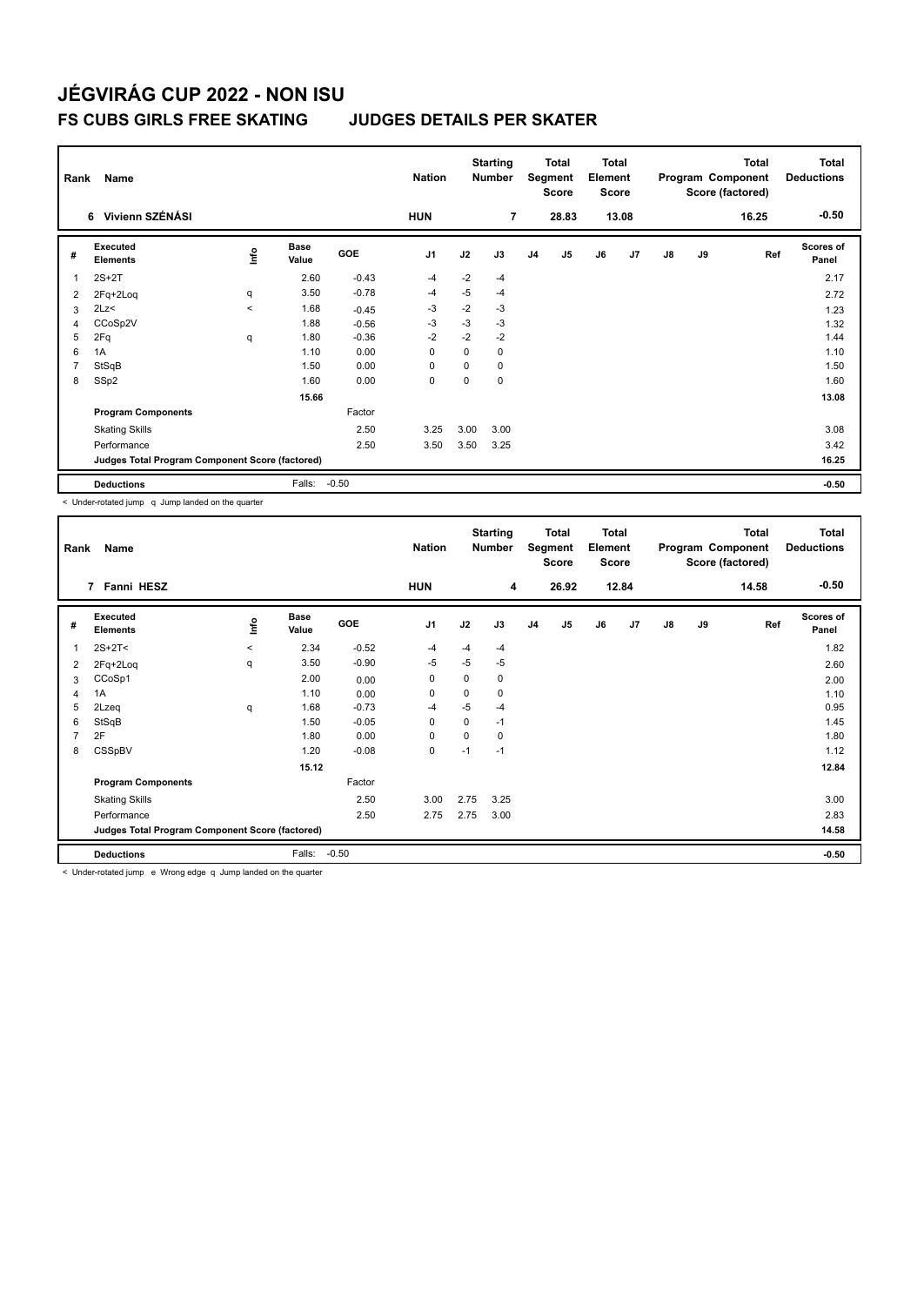# JÉGVIRÁG CUP 2022 - NON ISU

## FS CUBS GIRLS FREE SKATING JUDGES DETAILS PER SKATER

| Rank | Name | Nation | Starting Number | Total Segment Score | Total Element Score | Total Program Component Score (factored) | Total Deductions |
|---|---|---|---|---|---|---|---|
| 6 | Vivienn SZÉNÁSI | HUN | 7 | 28.83 | 13.08 | 16.25 | -0.50 |

| # | Executed Elements | Info | Base Value | GOE | J1 | J2 | J3 | J4 | J5 | J6 | J7 | J8 | J9 | Ref | Scores of Panel |
|---|---|---|---|---|---|---|---|---|---|---|---|---|---|---|---|
| 1 | 2S+2T | | 2.60 | -0.43 | -4 | -2 | -4 | | | | | | | | 2.17 |
| 2 | 2Fq+2Loq | q | 3.50 | -0.78 | -4 | -5 | -4 | | | | | | | | 2.72 |
| 3 | 2Lz< | < | 1.68 | -0.45 | -3 | -2 | -3 | | | | | | | | 1.23 |
| 4 | CCoSp2V | | 1.88 | -0.56 | -3 | -3 | -3 | | | | | | | | 1.32 |
| 5 | 2Fq | q | 1.80 | -0.36 | -2 | -2 | -2 | | | | | | | | 1.44 |
| 6 | 1A | | 1.10 | 0.00 | 0 | 0 | 0 | | | | | | | | 1.10 |
| 7 | StSqB | | 1.50 | 0.00 | 0 | 0 | 0 | | | | | | | | 1.50 |
| 8 | SSp2 | | 1.60 | 0.00 | 0 | 0 | 0 | | | | | | | | 1.60 |
| | | | 15.66 | | | | | | | | | | | | 13.08 |
| | **Program Components** | | | Factor | | | | | | | | | | | |
| | Skating Skills | | | 2.50 | 3.25 | 3.00 | 3.00 | | | | | | | | 3.08 |
| | Performance | | | 2.50 | 3.50 | 3.50 | 3.25 | | | | | | | | 3.42 |
| | **Judges Total Program Component Score (factored)** | | | | | | | | | | | | | | 16.25 |
| | **Deductions** | | Falls: | -0.50 | | | | | | | | | | | -0.50 |

< Under-rotated jump q Jump landed on the quarter

| Rank | Name | Nation | Starting Number | Total Segment Score | Total Element Score | Total Program Component Score (factored) | Total Deductions |
|---|---|---|---|---|---|---|---|
| 7 | Fanni HESZ | HUN | 4 | 26.92 | 12.84 | 14.58 | -0.50 |

| # | Executed Elements | Info | Base Value | GOE | J1 | J2 | J3 | J4 | J5 | J6 | J7 | J8 | J9 | Ref | Scores of Panel |
|---|---|---|---|---|---|---|---|---|---|---|---|---|---|---|---|
| 1 | 2S+2T< | < | 2.34 | -0.52 | -4 | -4 | -4 | | | | | | | | 1.82 |
| 2 | 2Fq+2Loq | q | 3.50 | -0.90 | -5 | -5 | -5 | | | | | | | | 2.60 |
| 3 | CCoSp1 | | 2.00 | 0.00 | 0 | 0 | 0 | | | | | | | | 2.00 |
| 4 | 1A | | 1.10 | 0.00 | 0 | 0 | 0 | | | | | | | | 1.10 |
| 5 | 2Lzeq | q | 1.68 | -0.73 | -4 | -5 | -4 | | | | | | | | 0.95 |
| 6 | StSqB | | 1.50 | -0.05 | 0 | 0 | -1 | | | | | | | | 1.45 |
| 7 | 2F | | 1.80 | 0.00 | 0 | 0 | 0 | | | | | | | | 1.80 |
| 8 | CSSpBV | | 1.20 | -0.08 | 0 | -1 | -1 | | | | | | | | 1.12 |
| | | | 15.12 | | | | | | | | | | | | 12.84 |
| | **Program Components** | | | Factor | | | | | | | | | | | |
| | Skating Skills | | | 2.50 | 3.00 | 2.75 | 3.25 | | | | | | | | 3.00 |
| | Performance | | | 2.50 | 2.75 | 2.75 | 3.00 | | | | | | | | 2.83 |
| | **Judges Total Program Component Score (factored)** | | | | | | | | | | | | | | 14.58 |
| | **Deductions** | | Falls: | -0.50 | | | | | | | | | | | -0.50 |

< Under-rotated jump e Wrong edge q Jump landed on the quarter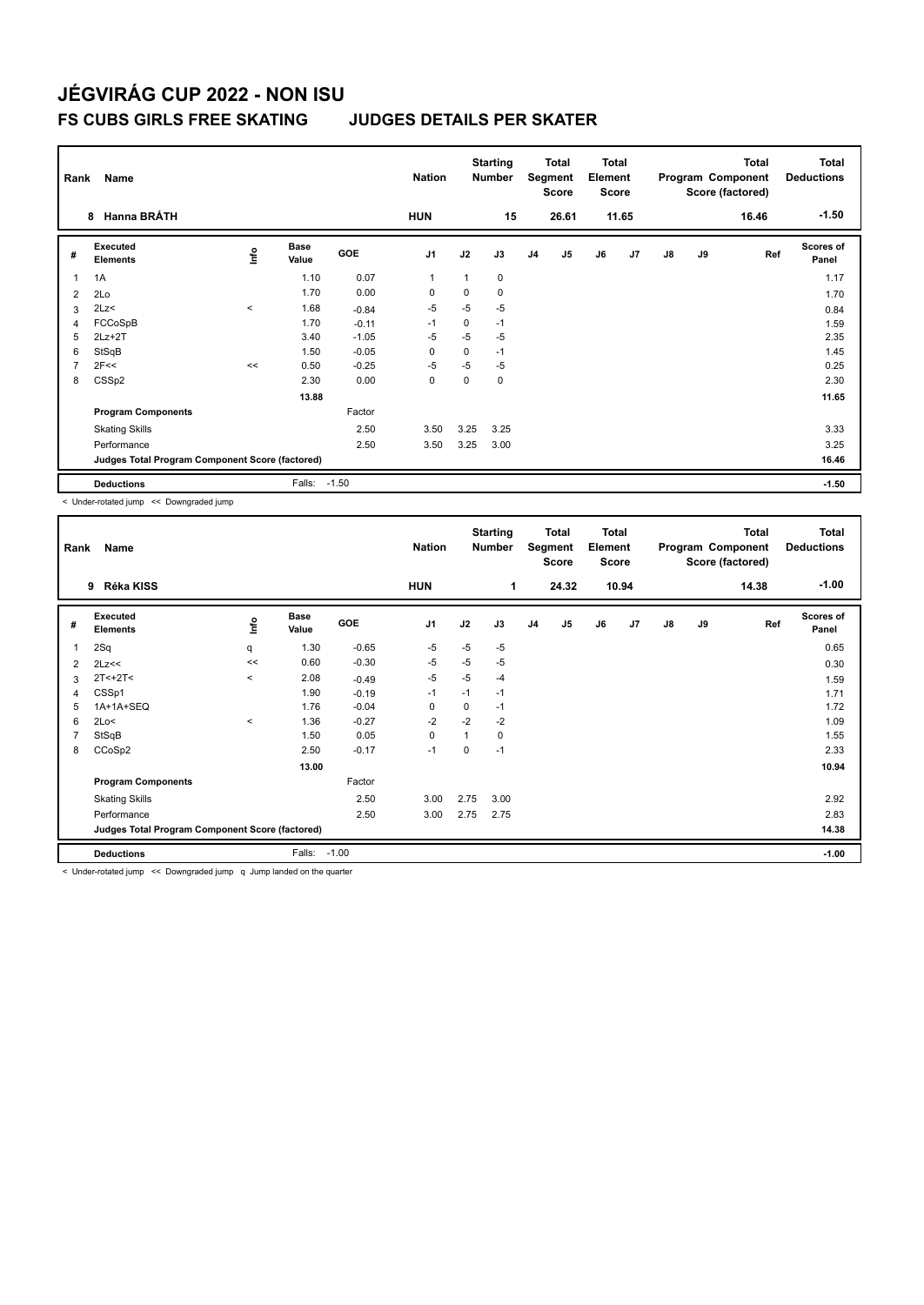# JÉGVIRÁG CUP 2022 - NON ISU

## FS CUBS GIRLS FREE SKATING JUDGES DETAILS PER SKATER

| Rank | Name | Nation | Starting Number | Total Segment Score | Total Element Score | Total Program Component Score (factored) | Total Deductions |
|---|---|---|---|---|---|---|---|
| 8 | Hanna BRÁTH | HUN | 15 | 26.61 | 11.65 | 16.46 | -1.50 |

| # | Executed Elements | Info | Base Value | GOE | J1 | J2 | J3 | J4 | J5 | J6 | J7 | J8 | J9 | Ref | Scores of Panel |
|---|---|---|---|---|---|---|---|---|---|---|---|---|---|---|---|
| 1 | 1A | | 1.10 | 0.07 | 1 | 1 | 0 | | | | | | | | 1.17 |
| 2 | 2Lo | | 1.70 | 0.00 | 0 | 0 | 0 | | | | | | | | 1.70 |
| 3 | 2Lz< | < | 1.68 | -0.84 | -5 | -5 | -5 | | | | | | | | 0.84 |
| 4 | FCCoSpB | | 1.70 | -0.11 | -1 | 0 | -1 | | | | | | | | 1.59 |
| 5 | 2Lz+2T | | 3.40 | -1.05 | -5 | -5 | -5 | | | | | | | | 2.35 |
| 6 | StSqB | | 1.50 | -0.05 | 0 | 0 | -1 | | | | | | | | 1.45 |
| 7 | 2F<< | << | 0.50 | -0.25 | -5 | -5 | -5 | | | | | | | | 0.25 |
| 8 | CSSp2 | | 2.30 | 0.00 | 0 | 0 | 0 | | | | | | | | 2.30 |
| | | | 13.88 | | | | | | | | | | | | 11.65 |
| | **Program Components** | | | Factor | | | | | | | | | | | |
| | Skating Skills | | | 2.50 | 3.50 | 3.25 | 3.25 | | | | | | | | 3.33 |
| | Performance | | | 2.50 | 3.50 | 3.25 | 3.00 | | | | | | | | 3.25 |
| | **Judges Total Program Component Score (factored)** | | | | | | | | | | | | | | 16.46 |
| | **Deductions** | | Falls: | -1.50 | | | | | | | | | | | -1.50 |

< Under-rotated jump << Downgraded jump

| Rank | Name | Nation | Starting Number | Total Segment Score | Total Element Score | Total Program Component Score (factored) | Total Deductions |
|---|---|---|---|---|---|---|---|
| 9 | Réka KISS | HUN | 1 | 24.32 | 10.94 | 14.38 | -1.00 |

| # | Executed Elements | Info | Base Value | GOE | J1 | J2 | J3 | J4 | J5 | J6 | J7 | J8 | J9 | Ref | Scores of Panel |
|---|---|---|---|---|---|---|---|---|---|---|---|---|---|---|---|
| 1 | 2Sq | q | 1.30 | -0.65 | -5 | -5 | -5 | | | | | | | | 0.65 |
| 2 | 2Lz<< | << | 0.60 | -0.30 | -5 | -5 | -5 | | | | | | | | 0.30 |
| 3 | 2T<+2T< | < | 2.08 | -0.49 | -5 | -5 | -4 | | | | | | | | 1.59 |
| 4 | CSSp1 | | 1.90 | -0.19 | -1 | -1 | -1 | | | | | | | | 1.71 |
| 5 | 1A+1A+SEQ | | 1.76 | -0.04 | 0 | 0 | -1 | | | | | | | | 1.72 |
| 6 | 2Lo< | < | 1.36 | -0.27 | -2 | -2 | -2 | | | | | | | | 1.09 |
| 7 | StSqB | | 1.50 | 0.05 | 0 | 1 | 0 | | | | | | | | 1.55 |
| 8 | CCoSp2 | | 2.50 | -0.17 | -1 | 0 | -1 | | | | | | | | 2.33 |
| | | | 13.00 | | | | | | | | | | | | 10.94 |
| | **Program Components** | | | Factor | | | | | | | | | | | |
| | Skating Skills | | | 2.50 | 3.00 | 2.75 | 3.00 | | | | | | | | 2.92 |
| | Performance | | | 2.50 | 3.00 | 2.75 | 2.75 | | | | | | | | 2.83 |
| | **Judges Total Program Component Score (factored)** | | | | | | | | | | | | | | 14.38 |
| | **Deductions** | | Falls: | -1.00 | | | | | | | | | | | -1.00 |

< Under-rotated jump << Downgraded jump q Jump landed on the quarter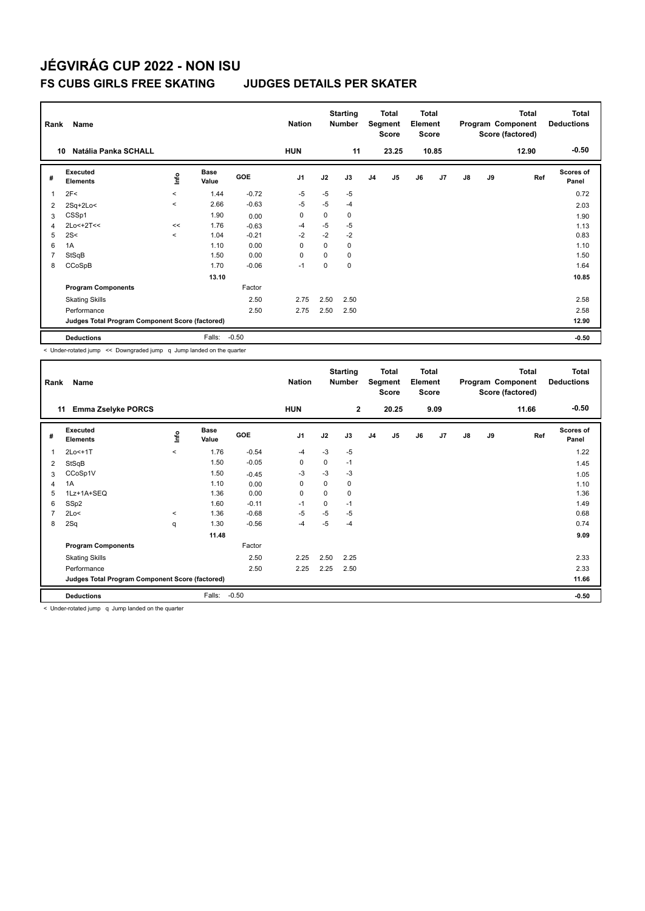# JÉGVIRÁG CUP 2022 - NON ISU

## FS CUBS GIRLS FREE SKATING JUDGES DETAILS PER SKATER

| Rank | Name | Nation | Starting Number | Total Segment Score | Total Element Score | Total Program Component Score (factored) | Total Deductions |
|---|---|---|---|---|---|---|---|
| 10 | Natália Panka SCHALL | HUN | 11 | 23.25 | 10.85 | 12.90 | -0.50 |

| # | Executed Elements | Info | Base Value | GOE | J1 | J2 | J3 | J4 | J5 | J6 | J7 | J8 | J9 | Ref | Scores of Panel |
|---|---|---|---|---|---|---|---|---|---|---|---|---|---|---|---|
| 1 | 2F< | < | 1.44 | -0.72 | -5 | -5 | -5 | | | | | | | | 0.72 |
| 2 | 2Sq+2Lo< | < | 2.66 | -0.63 | -5 | -5 | -4 | | | | | | | | 2.03 |
| 3 | CSSp1 | | 1.90 | 0.00 | 0 | 0 | 0 | | | | | | | | 1.90 |
| 4 | 2Lo<+2T<< | << | 1.76 | -0.63 | -4 | -5 | -5 | | | | | | | | 1.13 |
| 5 | 2S< | < | 1.04 | -0.21 | -2 | -2 | -2 | | | | | | | | 0.83 |
| 6 | 1A | | 1.10 | 0.00 | 0 | 0 | 0 | | | | | | | | 1.10 |
| 7 | StSqB | | 1.50 | 0.00 | 0 | 0 | 0 | | | | | | | | 1.50 |
| 8 | CCoSpB | | 1.70 | -0.06 | -1 | 0 | 0 | | | | | | | | 1.64 |
| | | | 13.10 | | | | | | | | | | | | 10.85 |
| | **Program Components** | | | Factor | | | | | | | | | | | |
| | Skating Skills | | | 2.50 | 2.75 | 2.50 | 2.50 | | | | | | | | 2.58 |
| | Performance | | | 2.50 | 2.75 | 2.50 | 2.50 | | | | | | | | 2.58 |
| | **Judges Total Program Component Score (factored)** | | | | | | | | | | | | | | 12.90 |
| | **Deductions** | | Falls: | -0.50 | | | | | | | | | | | -0.50 |

< Under-rotated jump << Downgraded jump q Jump landed on the quarter

| Rank | Name | Nation | Starting Number | Total Segment Score | Total Element Score | Total Program Component Score (factored) | Total Deductions |
|---|---|---|---|---|---|---|---|
| 11 | Emma Zselyke PORCS | HUN | 2 | 20.25 | 9.09 | 11.66 | -0.50 |

| # | Executed Elements | Info | Base Value | GOE | J1 | J2 | J3 | J4 | J5 | J6 | J7 | J8 | J9 | Ref | Scores of Panel |
|---|---|---|---|---|---|---|---|---|---|---|---|---|---|---|---|
| 1 | 2Lo<+1T | < | 1.76 | -0.54 | -4 | -3 | -5 | | | | | | | | 1.22 |
| 2 | StSqB | | 1.50 | -0.05 | 0 | 0 | -1 | | | | | | | | 1.45 |
| 3 | CCoSp1V | | 1.50 | -0.45 | -3 | -3 | -3 | | | | | | | | 1.05 |
| 4 | 1A | | 1.10 | 0.00 | 0 | 0 | 0 | | | | | | | | 1.10 |
| 5 | 1Lz+1A+SEQ | | 1.36 | 0.00 | 0 | 0 | 0 | | | | | | | | 1.36 |
| 6 | SSp2 | | 1.60 | -0.11 | -1 | 0 | -1 | | | | | | | | 1.49 |
| 7 | 2Lo< | < | 1.36 | -0.68 | -5 | -5 | -5 | | | | | | | | 0.68 |
| 8 | 2Sq | q | 1.30 | -0.56 | -4 | -5 | -4 | | | | | | | | 0.74 |
| | | | 11.48 | | | | | | | | | | | | 9.09 |
| | **Program Components** | | | Factor | | | | | | | | | | | |
| | Skating Skills | | | 2.50 | 2.25 | 2.50 | 2.25 | | | | | | | | 2.33 |
| | Performance | | | 2.50 | 2.25 | 2.25 | 2.50 | | | | | | | | 2.33 |
| | **Judges Total Program Component Score (factored)** | | | | | | | | | | | | | | 11.66 |
| | **Deductions** | | Falls: | -0.50 | | | | | | | | | | | -0.50 |

< Under-rotated jump q Jump landed on the quarter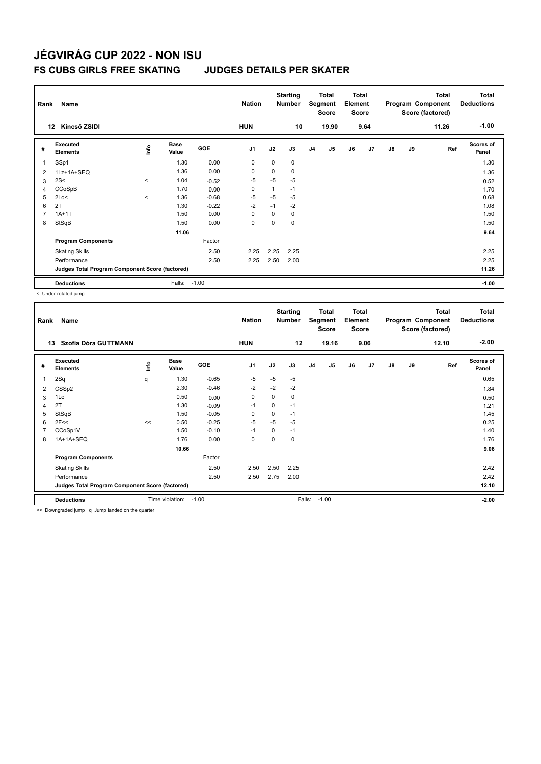# JÉGVIRÁG CUP 2022 - NON ISU

## FS CUBS GIRLS FREE SKATING JUDGES DETAILS PER SKATER

| Rank | Name | Nation | Starting Number | Total Segment Score | Total Element Score | Total Program Component Score (factored) | Total Deductions |
|---|---|---|---|---|---|---|---|
| 12 | Kincső ZSIDI | HUN | 10 | 19.90 | 9.64 | 11.26 | -1.00 |

| # | Executed Elements | Info | Base Value | GOE | J1 | J2 | J3 | J4 | J5 | J6 | J7 | J8 | J9 | Ref | Scores of Panel |
|---|---|---|---|---|---|---|---|---|---|---|---|---|---|---|---|
| 1 | SSp1 | | 1.30 | 0.00 | 0 | 0 | 0 | | | | | | | | 1.30 |
| 2 | 1Lz+1A+SEQ | | 1.36 | 0.00 | 0 | 0 | 0 | | | | | | | | 1.36 |
| 3 | 2S< | < | 1.04 | -0.52 | -5 | -5 | -5 | | | | | | | | 0.52 |
| 4 | CCoSpB | | 1.70 | 0.00 | 0 | 1 | -1 | | | | | | | | 1.70 |
| 5 | 2Lo< | < | 1.36 | -0.68 | -5 | -5 | -5 | | | | | | | | 0.68 |
| 6 | 2T | | 1.30 | -0.22 | -2 | -1 | -2 | | | | | | | | 1.08 |
| 7 | 1A+1T | | 1.50 | 0.00 | 0 | 0 | 0 | | | | | | | | 1.50 |
| 8 | StSqB | | 1.50 | 0.00 | 0 | 0 | 0 | | | | | | | | 1.50 |
| | | | 11.06 | | | | | | | | | | | | 9.64 |
| | Program Components | | | Factor | | | | | | | | | | | |
| | Skating Skills | | | 2.50 | 2.25 | 2.25 | 2.25 | | | | | | | | 2.25 |
| | Performance | | | 2.50 | 2.25 | 2.50 | 2.00 | | | | | | | | 2.25 |
| | Judges Total Program Component Score (factored) | | | | | | | | | | | | | | 11.26 |
| | Deductions | | Falls: | -1.00 | | | | | | | | | | | -1.00 |

< Under-rotated jump

| Rank | Name | Nation | Starting Number | Total Segment Score | Total Element Score | Total Program Component Score (factored) | Total Deductions |
|---|---|---|---|---|---|---|---|
| 13 | Szofia Dóra GUTTMANN | HUN | 12 | 19.16 | 9.06 | 12.10 | -2.00 |

| # | Executed Elements | Info | Base Value | GOE | J1 | J2 | J3 | J4 | J5 | J6 | J7 | J8 | J9 | Ref | Scores of Panel |
|---|---|---|---|---|---|---|---|---|---|---|---|---|---|---|---|
| 1 | 2Sq | q | 1.30 | -0.65 | -5 | -5 | -5 | | | | | | | | 0.65 |
| 2 | CSSp2 | | 2.30 | -0.46 | -2 | -2 | -2 | | | | | | | | 1.84 |
| 3 | 1Lo | | 0.50 | 0.00 | 0 | 0 | 0 | | | | | | | | 0.50 |
| 4 | 2T | | 1.30 | -0.09 | -1 | 0 | -1 | | | | | | | | 1.21 |
| 5 | StSqB | | 1.50 | -0.05 | 0 | 0 | -1 | | | | | | | | 1.45 |
| 6 | 2F<< | << | 0.50 | -0.25 | -5 | -5 | -5 | | | | | | | | 0.25 |
| 7 | CCoSp1V | | 1.50 | -0.10 | -1 | 0 | -1 | | | | | | | | 1.40 |
| 8 | 1A+1A+SEQ | | 1.76 | 0.00 | 0 | 0 | 0 | | | | | | | | 1.76 |
| | | | 10.66 | | | | | | | | | | | | 9.06 |
| | Program Components | | | Factor | | | | | | | | | | | |
| | Skating Skills | | | 2.50 | 2.50 | 2.50 | 2.25 | | | | | | | | 2.42 |
| | Performance | | | 2.50 | 2.50 | 2.75 | 2.00 | | | | | | | | 2.42 |
| | Judges Total Program Component Score (factored) | | | | | | | | | | | | | | 12.10 |
| | Deductions | | Time violation: | -1.00 | | | Falls: | -1.00 | | | | | | | -2.00 |

<< Downgraded jump q Jump landed on the quarter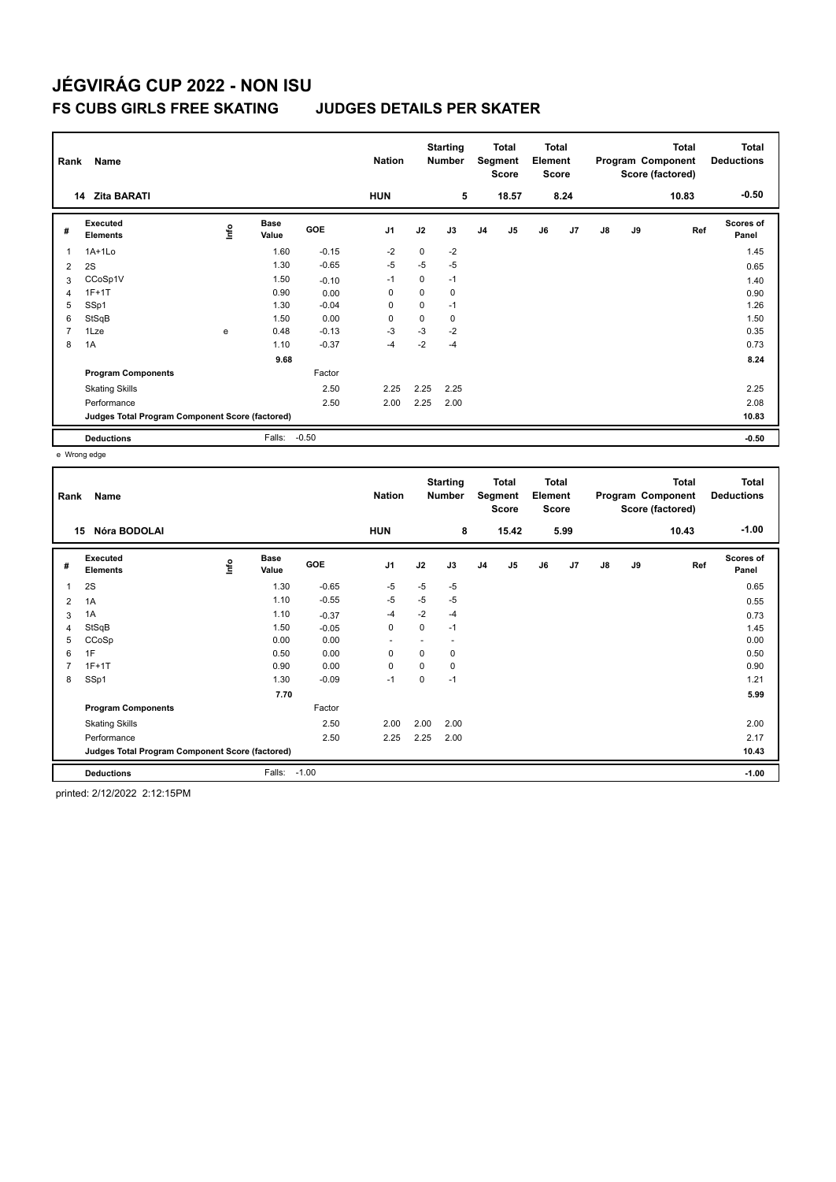# JÉGVIRÁG CUP 2022 - NON ISU

## FS CUBS GIRLS FREE SKATING JUDGES DETAILS PER SKATER

| Rank | Name | Nation | Starting Number | Total Segment Score | Total Element Score | Total Program Component Score (factored) | Total Deductions |
|---|---|---|---|---|---|---|---|
| 14 | Zita BARATI | HUN | 5 | 18.57 | 8.24 | 10.83 | -0.50 |

| # | Executed Elements | Info | Base Value | GOE | J1 | J2 | J3 | J4 | J5 | J6 | J7 | J8 | J9 | Ref | Scores of Panel |
|---|---|---|---|---|---|---|---|---|---|---|---|---|---|---|---|
| 1 | 1A+1Lo | | 1.60 | -0.15 | -2 | 0 | -2 | | | | | | | | 1.45 |
| 2 | 2S | | 1.30 | -0.65 | -5 | -5 | -5 | | | | | | | | 0.65 |
| 3 | CCoSp1V | | 1.50 | -0.10 | -1 | 0 | -1 | | | | | | | | 1.40 |
| 4 | 1F+1T | | 0.90 | 0.00 | 0 | 0 | 0 | | | | | | | | 0.90 |
| 5 | SSp1 | | 1.30 | -0.04 | 0 | 0 | -1 | | | | | | | | 1.26 |
| 6 | StSqB | | 1.50 | 0.00 | 0 | 0 | 0 | | | | | | | | 1.50 |
| 7 | 1Lze | e | 0.48 | -0.13 | -3 | -3 | -2 | | | | | | | | 0.35 |
| 8 | 1A | | 1.10 | -0.37 | -4 | -2 | -4 | | | | | | | | 0.73 |
| | | | 9.68 | | | | | | | | | | | | 8.24 |
| | Program Components | | | Factor | | | | | | | | | | | |
| | Skating Skills | | | 2.50 | 2.25 | 2.25 | 2.25 | | | | | | | | 2.25 |
| | Performance | | | 2.50 | 2.00 | 2.25 | 2.00 | | | | | | | | 2.08 |
| | Judges Total Program Component Score (factored) | | | | | | | | | | | | | | 10.83 |
| | Deductions | | Falls: | -0.50 | | | | | | | | | | | -0.50 |

e Wrong edge

| Rank | Name | Nation | Starting Number | Total Segment Score | Total Element Score | Total Program Component Score (factored) | Total Deductions |
|---|---|---|---|---|---|---|---|
| 15 | Nóra BODOLAI | HUN | 8 | 15.42 | 5.99 | 10.43 | -1.00 |

| # | Executed Elements | Info | Base Value | GOE | J1 | J2 | J3 | J4 | J5 | J6 | J7 | J8 | J9 | Ref | Scores of Panel |
|---|---|---|---|---|---|---|---|---|---|---|---|---|---|---|---|
| 1 | 2S | | 1.30 | -0.65 | -5 | -5 | -5 | | | | | | | | 0.65 |
| 2 | 1A | | 1.10 | -0.55 | -5 | -5 | -5 | | | | | | | | 0.55 |
| 3 | 1A | | 1.10 | -0.37 | -4 | -2 | -4 | | | | | | | | 0.73 |
| 4 | StSqB | | 1.50 | -0.05 | 0 | 0 | -1 | | | | | | | | 1.45 |
| 5 | CCoSp | | 0.00 | 0.00 | - | - | - | | | | | | | | 0.00 |
| 6 | 1F | | 0.50 | 0.00 | 0 | 0 | 0 | | | | | | | | 0.50 |
| 7 | 1F+1T | | 0.90 | 0.00 | 0 | 0 | 0 | | | | | | | | 0.90 |
| 8 | SSp1 | | 1.30 | -0.09 | -1 | 0 | -1 | | | | | | | | 1.21 |
| | | | 7.70 | | | | | | | | | | | | 5.99 |
| | Program Components | | | Factor | | | | | | | | | | | |
| | Skating Skills | | | 2.50 | 2.00 | 2.00 | 2.00 | | | | | | | | 2.00 |
| | Performance | | | 2.50 | 2.25 | 2.25 | 2.00 | | | | | | | | 2.17 |
| | Judges Total Program Component Score (factored) | | | | | | | | | | | | | | 10.43 |
| | Deductions | | Falls: | -1.00 | | | | | | | | | | | -1.00 |

printed: 2/12/2022 2:12:15PM